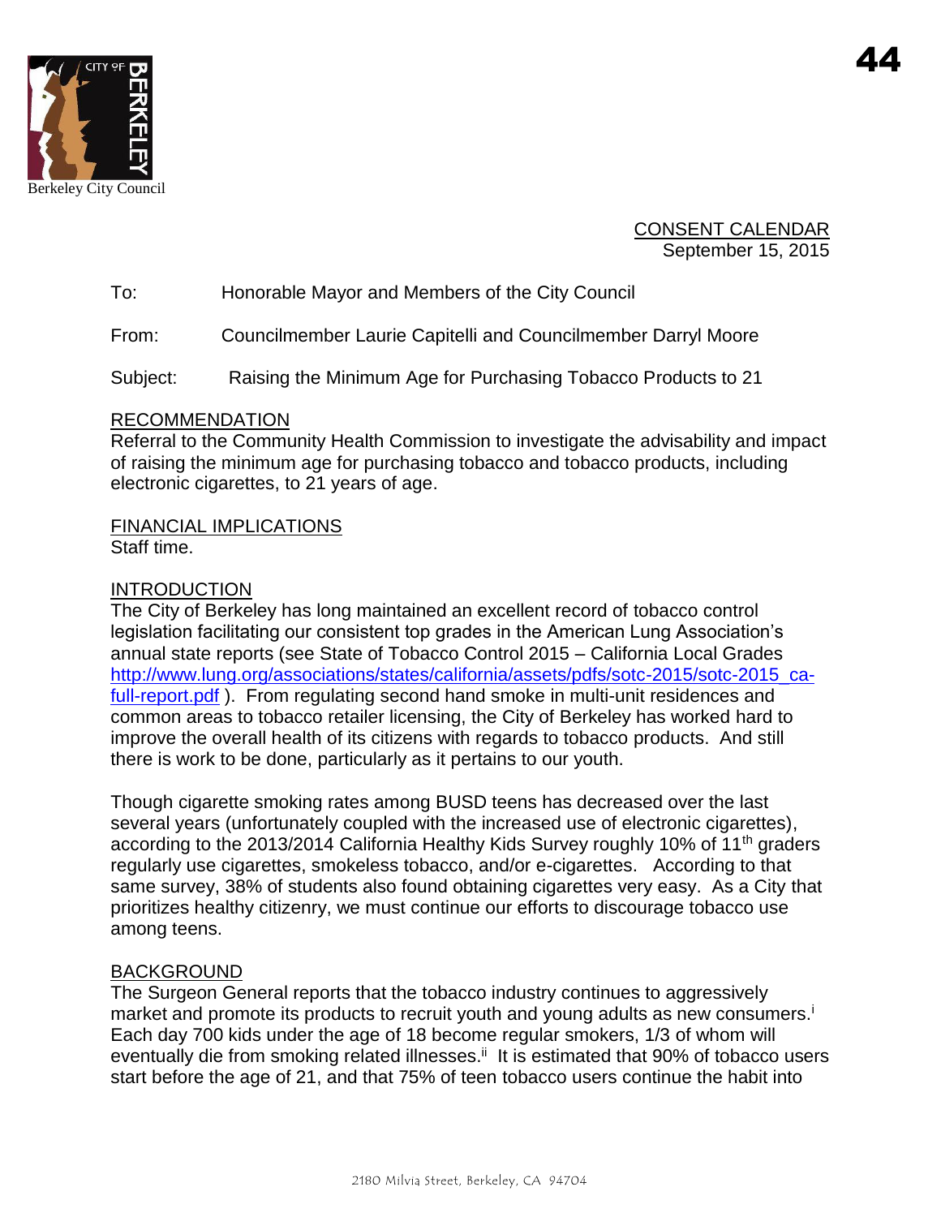Berkeley City Council

44

CONSENT CALENDAR
September 15, 2015

To: Honorable Mayor and Members of the City Council

From: Councilmember Laurie Capitelli and Councilmember Darryl Moore

Subject: Raising the Minimum Age for Purchasing Tobacco Products to 21

## RECOMMENDATION

Referral to the Community Health Commission to investigate the advisability and impact of raising the minimum age for purchasing tobacco and tobacco products, including electronic cigarettes, to 21 years of age.

## FINANCIAL IMPLICATIONS

Staff time.

## INTRODUCTION

The City of Berkeley has long maintained an excellent record of tobacco control legislation facilitating our consistent top grades in the American Lung Association's annual state reports (see State of Tobacco Control 2015 – California Local Grades http://www.lung.org/associations/states/california/assets/pdfs/sotc-2015/sotc-2015_ca-full-report.pdf ). From regulating second hand smoke in multi-unit residences and common areas to tobacco retailer licensing, the City of Berkeley has worked hard to improve the overall health of its citizens with regards to tobacco products. And still there is work to be done, particularly as it pertains to our youth.

Though cigarette smoking rates among BUSD teens has decreased over the last several years (unfortunately coupled with the increased use of electronic cigarettes), according to the 2013/2014 California Healthy Kids Survey roughly 10% of 11th graders regularly use cigarettes, smokeless tobacco, and/or e-cigarettes. According to that same survey, 38% of students also found obtaining cigarettes very easy. As a City that prioritizes healthy citizenry, we must continue our efforts to discourage tobacco use among teens.

## BACKGROUND

The Surgeon General reports that the tobacco industry continues to aggressively market and promote its products to recruit youth and young adults as new consumers.[i] Each day 700 kids under the age of 18 become regular smokers, 1/3 of whom will eventually die from smoking related illnesses.[ii] It is estimated that 90% of tobacco users start before the age of 21, and that 75% of teen tobacco users continue the habit into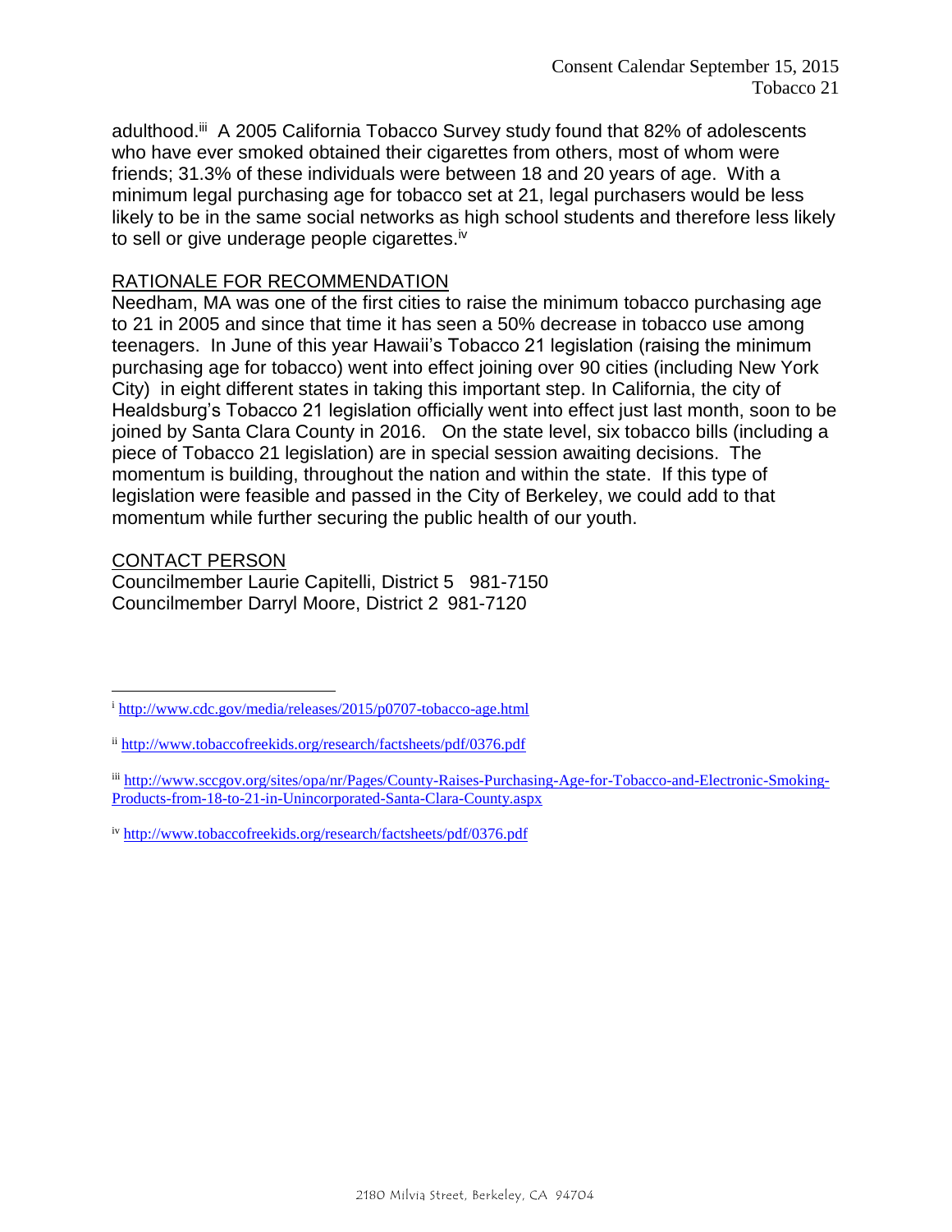adulthood.[iii] A 2005 California Tobacco Survey study found that 82% of adolescents who have ever smoked obtained their cigarettes from others, most of whom were friends; 31.3% of these individuals were between 18 and 20 years of age. With a minimum legal purchasing age for tobacco set at 21, legal purchasers would be less likely to be in the same social networks as high school students and therefore less likely to sell or give underage people cigarettes.[iv]

RATIONALE FOR RECOMMENDATION

Needham, MA was one of the first cities to raise the minimum tobacco purchasing age to 21 in 2005 and since that time it has seen a 50% decrease in tobacco use among teenagers. In June of this year Hawaii's Tobacco 21 legislation (raising the minimum purchasing age for tobacco) went into effect joining over 90 cities (including New York City) in eight different states in taking this important step. In California, the city of Healdsburg's Tobacco 21 legislation officially went into effect just last month, soon to be joined by Santa Clara County in 2016. On the state level, six tobacco bills (including a piece of Tobacco 21 legislation) are in special session awaiting decisions. The momentum is building, throughout the nation and within the state. If this type of legislation were feasible and passed in the City of Berkeley, we could add to that momentum while further securing the public health of our youth.

CONTACT PERSON

Councilmember Laurie Capitelli, District 5 981-7150
Councilmember Darryl Moore, District 2 981-7120

---

[i] http://www.cdc.gov/media/releases/2015/p0707-tobacco-age.html

[ii] http://www.tobaccofreekids.org/research/factsheets/pdf/0376.pdf

[iii] http://www.sccgov.org/sites/opa/nr/Pages/County-Raises-Purchasing-Age-for-Tobacco-and-Electronic-Smoking-Products-from-18-to-21-in-Unincorporated-Santa-Clara-County.aspx

[iv] http://www.tobaccofreekids.org/research/factsheets/pdf/0376.pdf